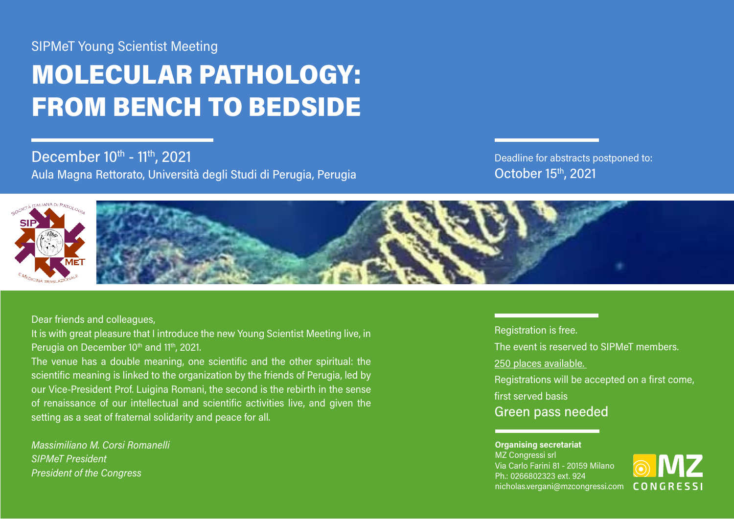SIPMeT Young Scientist Meeting

# MOLECULAR PATHOLOGY: FROM BENCH TO BEDSIDE

December 10th - 11th, 2021

Aula Magna Rettorato, Università degli Studi di Perugia, Perugia

Deadline for abstracts postponed to:

October 15th, 2021

Dear friends and colleagues,

It is with great pleasure that I introduce the new Young Scientist Meeting live, in Perugia on December 10th and 11th, 2021.

The venue has a double meaning, one scientific and the other spiritual: the scientific meaning is linked to the organization by the friends of Perugia, led by our Vice-President Prof. Luigina Romani, the second is the rebirth in the sense of renaissance of our intellectual and scientific activities live, and given the setting as a seat of fraternal solidarity and peace for all.

*Massimiliano M. Corsi Romanelli*
*SIPMeT President*
*President of the Congress*

Registration is free.

The event is reserved to SIPMeT members.

250 places available.

Registrations will be accepted on a first come, first served basis

Green pass needed

**Organising secretariat**
MZ Congressi srl
Via Carlo Farini 81 - 20159 Milano
Ph.: 0266802323 ext. 924
nicholas.vergani@mzcongressi.com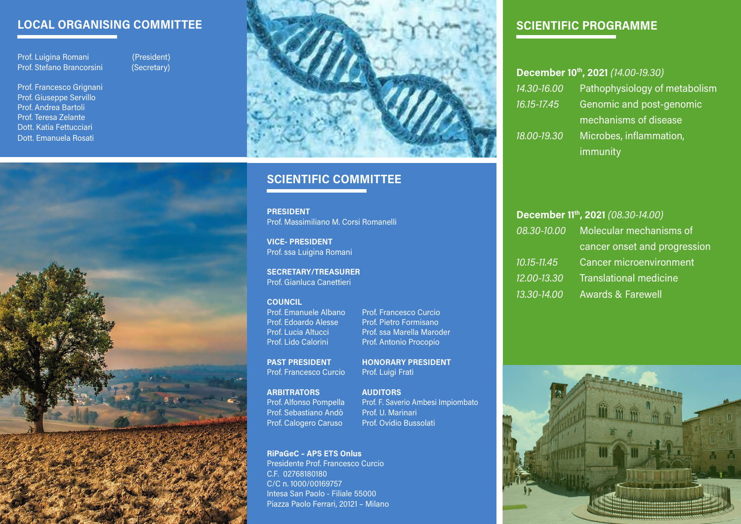## LOCAL ORGANISING COMMITTEE

Prof. Luigina Romani (President)
Prof. Stefano Brancorsini (Secretary)

Prof. Francesco Grignani
Prof. Giuseppe Servillo
Prof. Andrea Bartoli
Prof. Teresa Zelante
Dott. Katia Fettucciari
Dott. Emanuela Rosati

## SCIENTIFIC COMMITTEE

**PRESIDENT**
Prof. Massimiliano M. Corsi Romanelli

**VICE- PRESIDENT**
Prof. ssa Luigina Romani

**SECRETARY/TREASURER**
Prof. Gianluca Canettieri

**COUNCIL**
Prof. Emanuele Albano
Prof. Edoardo Alesse
Prof. Lucia Altucci
Prof. Lido Calorini
Prof. Francesco Curcio
Prof. Pietro Formisano
Prof. ssa Marella Maroder
Prof. Antonio Procopio

**PAST PRESIDENT**
Prof. Francesco Curcio

**HONORARY PRESIDENT**
Prof. Luigi Frati

**ARBITRATORS**
Prof. Alfonso Pompella
Prof. Sebastiano Andò
Prof. Calogero Caruso

**AUDITORS**
Prof. F. Saverio Ambesi Impiombato
Prof. U. Marinari
Prof. Ovidio Bussolati

**RiPaGeC - APS ETS Onlus**
Presidente Prof. Francesco Curcio
C.F. 02768180180
C/C n. 1000/00169757
Intesa San Paolo - Filiale 55000
Piazza Paolo Ferrari, 20121 – Milano

## SCIENTIFIC PROGRAMME

**December 10th, 2021** *(14.00-19.30)*

| | |
|---|---|
| *14.30-16.00* | Pathophysiology of metabolism |
| *16.15-17.45* | Genomic and post-genomic mechanisms of disease |
| *18.00-19.30* | Microbes, inflammation, immunity |

**December 11th, 2021** *(08.30-14.00)*

| | |
|---|---|
| *08.30-10.00* | Molecular mechanisms of cancer onset and progression |
| *10.15-11.45* | Cancer microenvironment |
| *12.00-13.30* | Translational medicine |
| *13.30-14.00* | Awards & Farewell |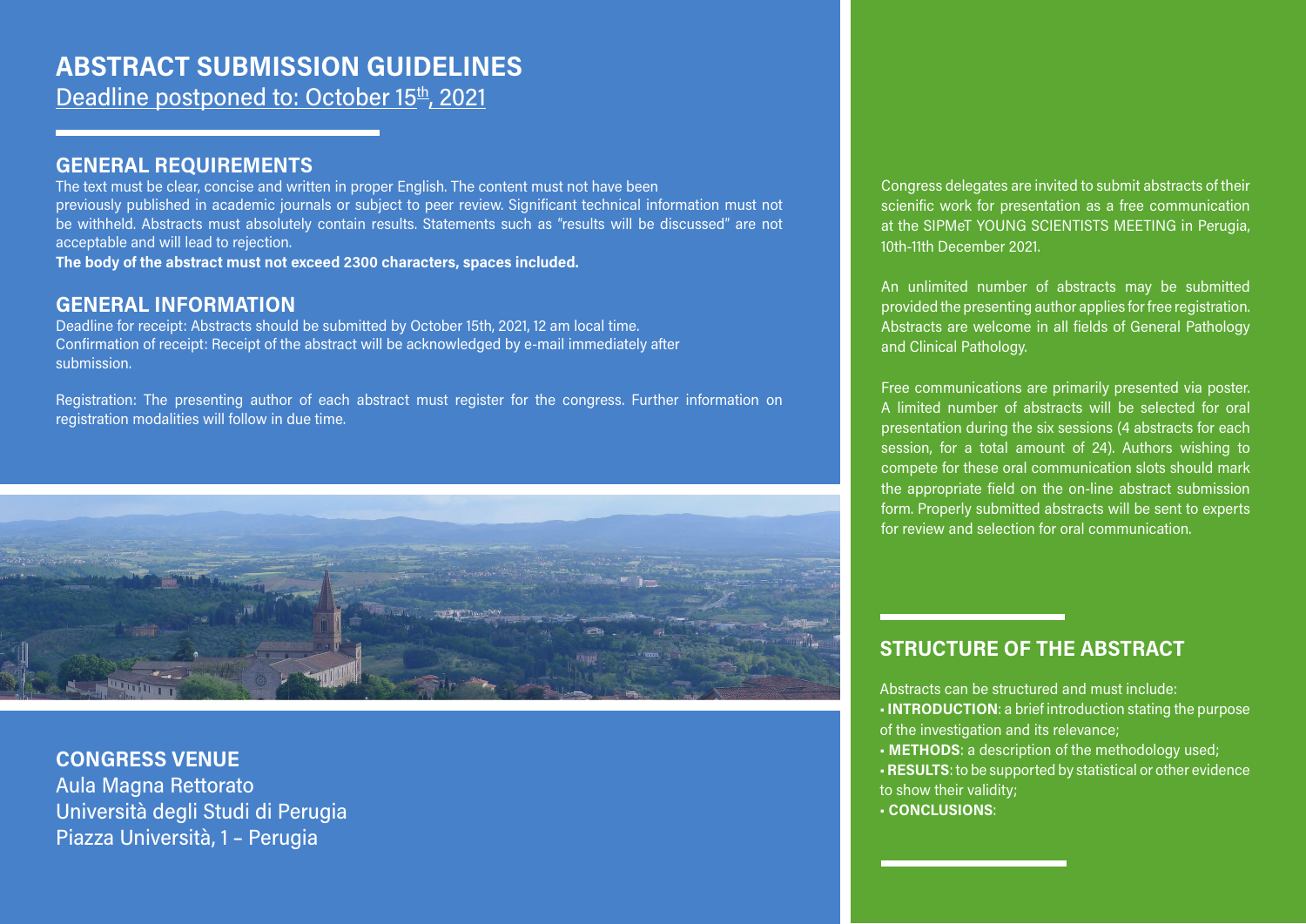# ABSTRACT SUBMISSION GUIDELINES

Deadline postponed to: October 15$^{th}$, 2021

## GENERAL REQUIREMENTS

The text must be clear, concise and written in proper English. The content must not have been previously published in academic journals or subject to peer review. Significant technical information must not be withheld. Abstracts must absolutely contain results. Statements such as "results will be discussed" are not acceptable and will lead to rejection.

**The body of the abstract must not exceed 2300 characters, spaces included.**

## GENERAL INFORMATION

Deadline for receipt: Abstracts should be submitted by October 15th, 2021, 12 am local time.
Confirmation of receipt: Receipt of the abstract will be acknowledged by e-mail immediately after submission.

Registration: The presenting author of each abstract must register for the congress. Further information on registration modalities will follow in due time.

## CONGRESS VENUE

Aula Magna Rettorato
Università degli Studi di Perugia
Piazza Università, 1 – Perugia

Congress delegates are invited to submit abstracts of their scienific work for presentation as a free communication at the SIPMeT YOUNG SCIENTISTS MEETING in Perugia, 10th-11th December 2021.

An unlimited number of abstracts may be submitted provided the presenting author applies for free registration. Abstracts are welcome in all fields of General Pathology and Clinical Pathology.

Free communications are primarily presented via poster. A limited number of abstracts will be selected for oral presentation during the six sessions (4 abstracts for each session, for a total amount of 24). Authors wishing to compete for these oral communication slots should mark the appropriate field on the on-line abstract submission form. Properly submitted abstracts will be sent to experts for review and selection for oral communication.

## STRUCTURE OF THE ABSTRACT

Abstracts can be structured and must include:

- **INTRODUCTION**: a brief introduction stating the purpose of the investigation and its relevance;
- **METHODS**: a description of the methodology used;
- **RESULTS**: to be supported by statistical or other evidence to show their validity;
- **CONCLUSIONS**: